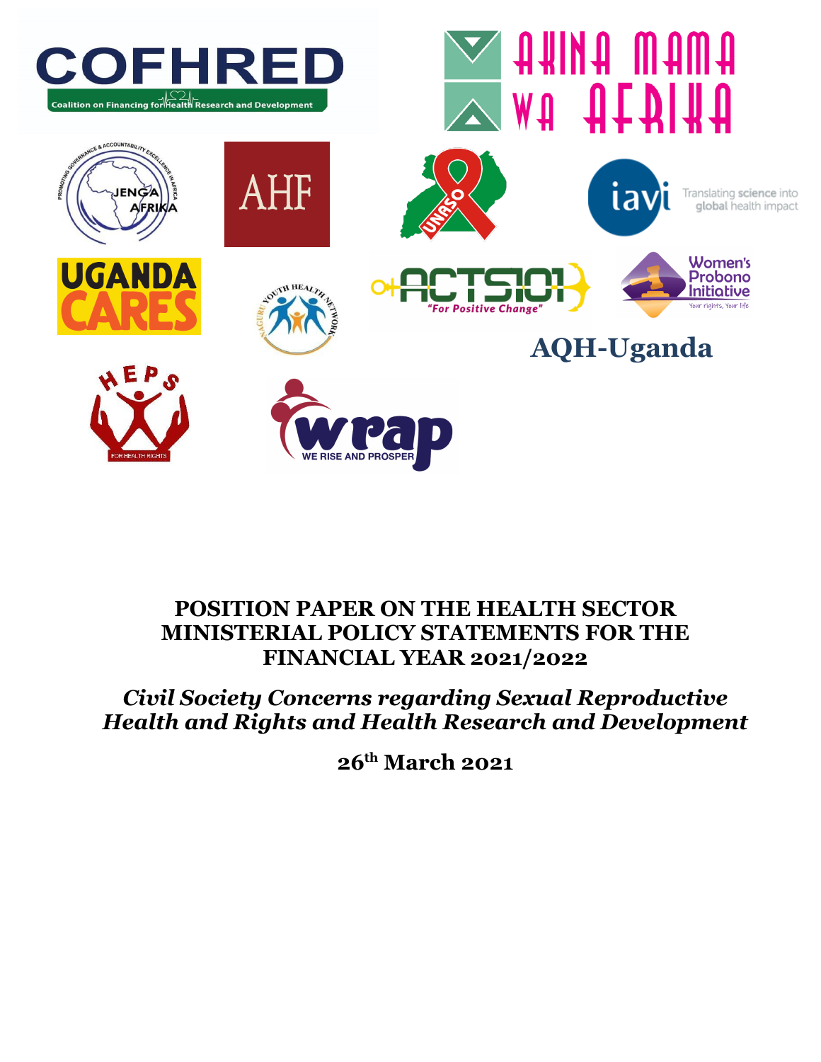COFHRED
Coalition on Financing for Health Research and Development

AKINA MAMA WA AFRIKA

JENGA AFRIKA

AHF

UNASO

iavi Translating science into global health impact

UGANDA CARES

NAGURU YOUTH HEALTH NETWORK

ACTS101 "For Positive Change"

Women's Probono Initiative Your rights, Your life

AQH-Uganda

HEPS FOR HEALTH RIGHTS

wrap WE RISE AND PROSPER

# POSITION PAPER ON THE HEALTH SECTOR MINISTERIAL POLICY STATEMENTS FOR THE FINANCIAL YEAR 2021/2022

## *Civil Society Concerns regarding Sexual Reproductive Health and Rights and Health Research and Development*

**26th March 2021**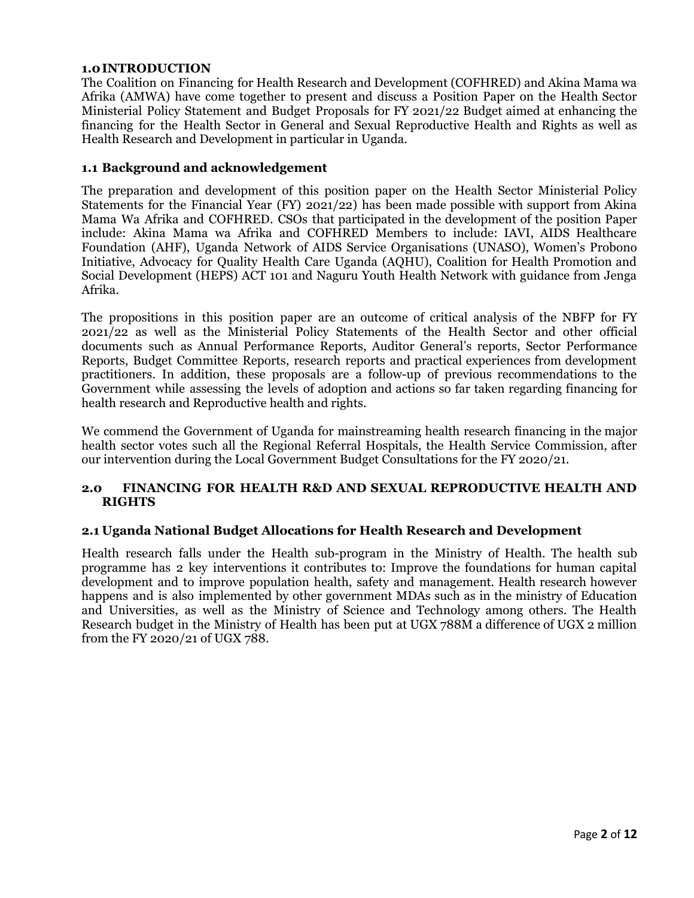## 1.0 INTRODUCTION

The Coalition on Financing for Health Research and Development (COFHRED) and Akina Mama wa Afrika (AMWA) have come together to present and discuss a Position Paper on the Health Sector Ministerial Policy Statement and Budget Proposals for FY 2021/22 Budget aimed at enhancing the financing for the Health Sector in General and Sexual Reproductive Health and Rights as well as Health Research and Development in particular in Uganda.

### 1.1 Background and acknowledgement

The preparation and development of this position paper on the Health Sector Ministerial Policy Statements for the Financial Year (FY) 2021/22) has been made possible with support from Akina Mama Wa Afrika and COFHRED. CSOs that participated in the development of the position Paper include: Akina Mama wa Afrika and COFHRED Members to include: IAVI, AIDS Healthcare Foundation (AHF), Uganda Network of AIDS Service Organisations (UNASO), Women's Probono Initiative, Advocacy for Quality Health Care Uganda (AQHU), Coalition for Health Promotion and Social Development (HEPS) ACT 101 and Naguru Youth Health Network with guidance from Jenga Afrika.

The propositions in this position paper are an outcome of critical analysis of the NBFP for FY 2021/22 as well as the Ministerial Policy Statements of the Health Sector and other official documents such as Annual Performance Reports, Auditor General's reports, Sector Performance Reports, Budget Committee Reports, research reports and practical experiences from development practitioners. In addition, these proposals are a follow-up of previous recommendations to the Government while assessing the levels of adoption and actions so far taken regarding financing for health research and Reproductive health and rights.

We commend the Government of Uganda for mainstreaming health research financing in the major health sector votes such all the Regional Referral Hospitals, the Health Service Commission, after our intervention during the Local Government Budget Consultations for the FY 2020/21.

## 2.0 FINANCING FOR HEALTH R&D AND SEXUAL REPRODUCTIVE HEALTH AND RIGHTS

### 2.1 Uganda National Budget Allocations for Health Research and Development

Health research falls under the Health sub-program in the Ministry of Health. The health sub programme has 2 key interventions it contributes to: Improve the foundations for human capital development and to improve population health, safety and management. Health research however happens and is also implemented by other government MDAs such as in the ministry of Education and Universities, as well as the Ministry of Science and Technology among others. The Health Research budget in the Ministry of Health has been put at UGX 788M a difference of UGX 2 million from the FY 2020/21 of UGX 788.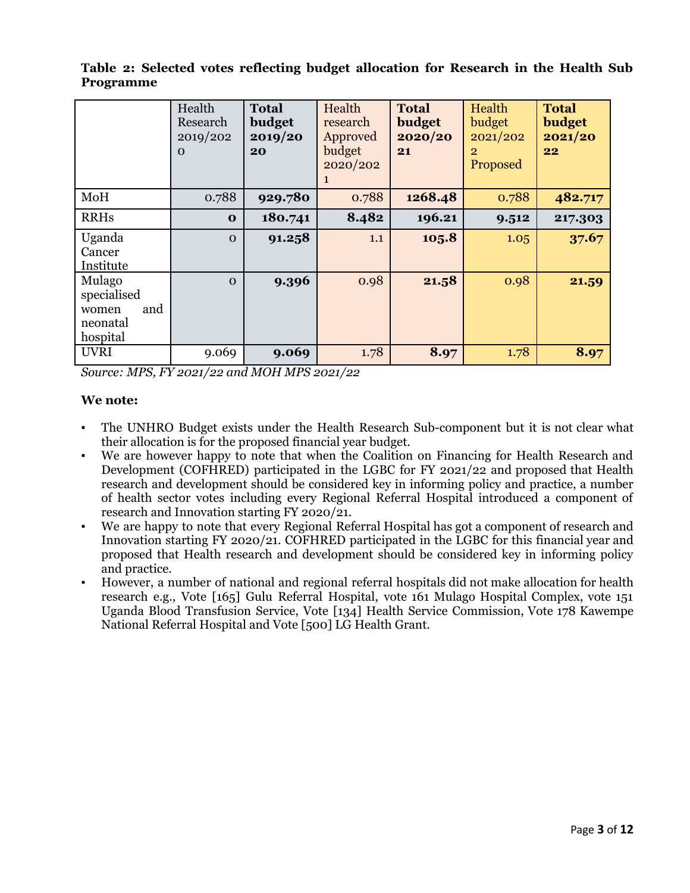**Table 2: Selected votes reflecting budget allocation for Research in the Health Sub Programme**

| | Health Research 2019/2020 | **Total budget 2019/2020** | Health research Approved budget 2020/2021 | **Total budget 2020/2021** | Health budget 2021/2022 Proposed | **Total budget 2021/2022** |
|---|---|---|---|---|---|---|
| MoH | 0.788 | **929.780** | 0.788 | **1268.48** | 0.788 | **482.717** |
| RRHs | **0** | **180.741** | **8.482** | **196.21** | **9.512** | **217.303** |
| Uganda Cancer Institute | 0 | **91.258** | 1.1 | **105.8** | 1.05 | **37.67** |
| Mulago specialised women and neonatal hospital | 0 | **9.396** | 0.98 | **21.58** | 0.98 | **21.59** |
| UVRI | 9.069 | **9.069** | 1.78 | **8.97** | 1.78 | **8.97** |

*Source: MPS, FY 2021/22 and MOH MPS 2021/22*

**We note:**

- The UNHRO Budget exists under the Health Research Sub-component but it is not clear what their allocation is for the proposed financial year budget.
- We are however happy to note that when the Coalition on Financing for Health Research and Development (COFHRED) participated in the LGBC for FY 2021/22 and proposed that Health research and development should be considered key in informing policy and practice, a number of health sector votes including every Regional Referral Hospital introduced a component of research and Innovation starting FY 2020/21.
- We are happy to note that every Regional Referral Hospital has got a component of research and Innovation starting FY 2020/21. COFHRED participated in the LGBC for this financial year and proposed that Health research and development should be considered key in informing policy and practice.
- However, a number of national and regional referral hospitals did not make allocation for health research e.g., Vote [165] Gulu Referral Hospital, vote 161 Mulago Hospital Complex, vote 151 Uganda Blood Transfusion Service, Vote [134] Health Service Commission, Vote 178 Kawempe National Referral Hospital and Vote [500] LG Health Grant.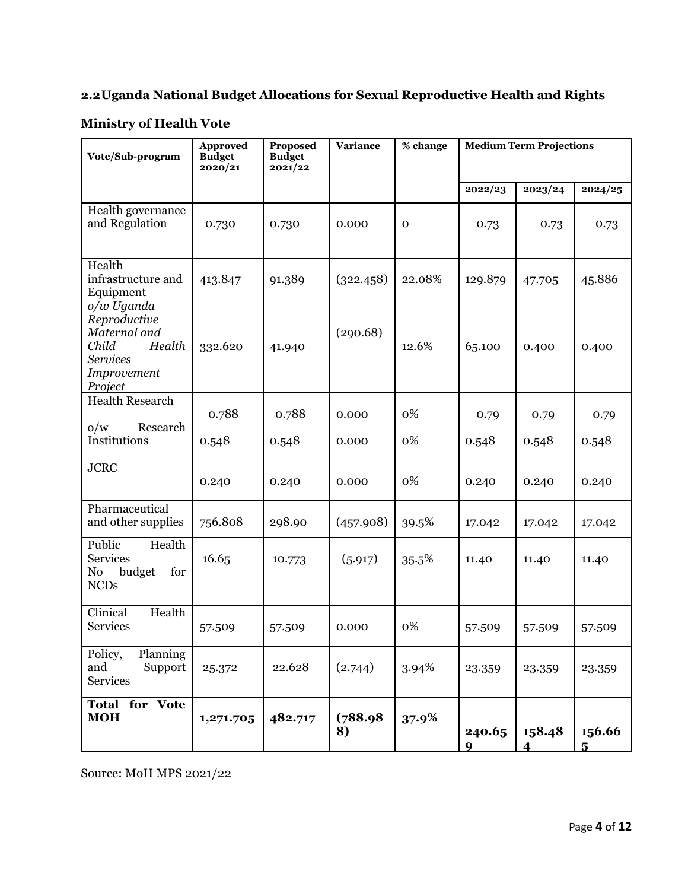## 2.2 Uganda National Budget Allocations for Sexual Reproductive Health and Rights

### Ministry of Health Vote

| Vote/Sub-program | Approved Budget 2020/21 | Proposed Budget 2021/22 | Variance | % change | Medium Term Projections | | |
|---|---|---|---|---|---|---|---|
| | | | | | 2022/23 | 2023/24 | 2024/25 |
| Health governance and Regulation | 0.730 | 0.730 | 0.000 | 0 | 0.73 | 0.73 | 0.73 |
| Health infrastructure and Equipment | 413.847 | 91.389 | (322.458) | 22.08% | 129.879 | 47.705 | 45.886 |
| *o/w Uganda Reproductive Maternal and Child Health Services Improvement Project* | 332.620 | 41.940 | (290.68) | 12.6% | 65.100 | 0.400 | 0.400 |
| Health Research | 0.788 | 0.788 | 0.000 | 0% | 0.79 | 0.79 | 0.79 |
| o/w Research Institutions | 0.548 | 0.548 | 0.000 | 0% | 0.548 | 0.548 | 0.548 |
| JCRC | 0.240 | 0.240 | 0.000 | 0% | 0.240 | 0.240 | 0.240 |
| Pharmaceutical and other supplies | 756.808 | 298.90 | (457.908) | 39.5% | 17.042 | 17.042 | 17.042 |
| Public Health Services No budget for NCDs | 16.65 | 10.773 | (5.917) | 35.5% | 11.40 | 11.40 | 11.40 |
| Clinical Health Services | 57.509 | 57.509 | 0.000 | 0% | 57.509 | 57.509 | 57.509 |
| Policy, Planning and Support Services | 25.372 | 22.628 | (2.744) | 3.94% | 23.359 | 23.359 | 23.359 |
| **Total for Vote MOH** | **1,271.705** | **482.717** | **(788.988)** | **37.9%** | **240.659** | **158.484** | **156.665** |

Source: MoH MPS 2021/22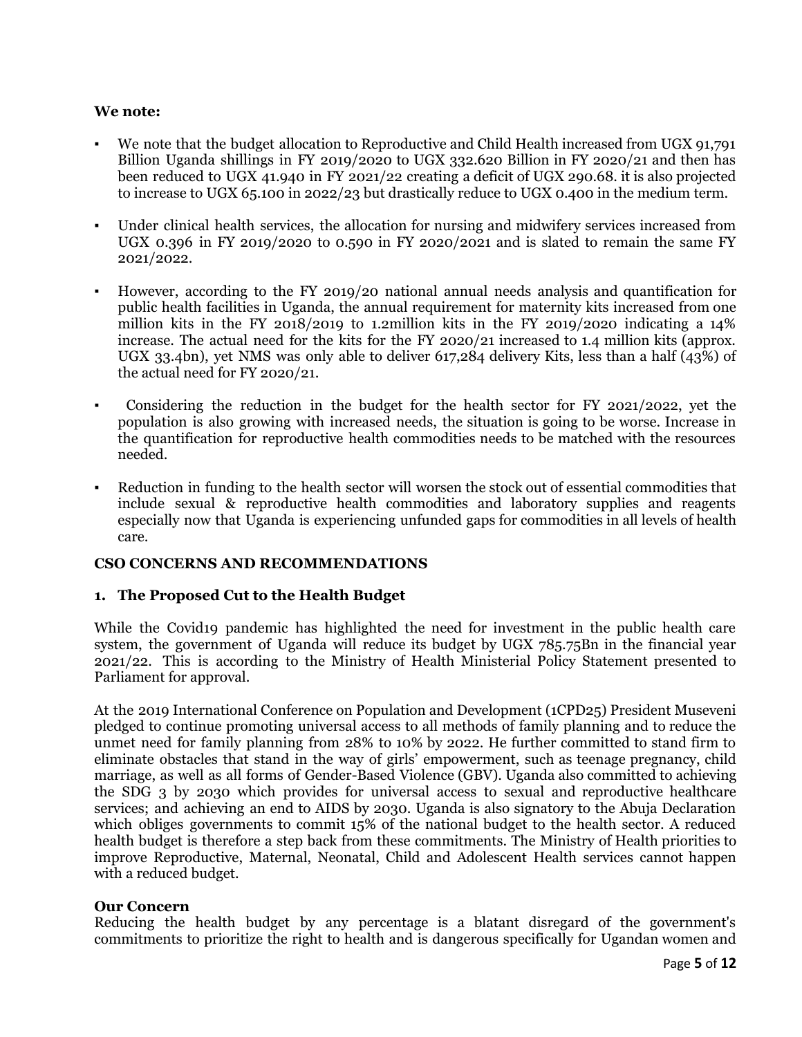**We note:**

- We note that the budget allocation to Reproductive and Child Health increased from UGX 91,791 Billion Uganda shillings in FY 2019/2020 to UGX 332.620 Billion in FY 2020/21 and then has been reduced to UGX 41.940 in FY 2021/22 creating a deficit of UGX 290.68. it is also projected to increase to UGX 65.100 in 2022/23 but drastically reduce to UGX 0.400 in the medium term.
- Under clinical health services, the allocation for nursing and midwifery services increased from UGX 0.396 in FY 2019/2020 to 0.590 in FY 2020/2021 and is slated to remain the same FY 2021/2022.
- However, according to the FY 2019/20 national annual needs analysis and quantification for public health facilities in Uganda, the annual requirement for maternity kits increased from one million kits in the FY 2018/2019 to 1.2million kits in the FY 2019/2020 indicating a 14% increase. The actual need for the kits for the FY 2020/21 increased to 1.4 million kits (approx. UGX 33.4bn), yet NMS was only able to deliver 617,284 delivery Kits, less than a half (43%) of the actual need for FY 2020/21.
- Considering the reduction in the budget for the health sector for FY 2021/2022, yet the population is also growing with increased needs, the situation is going to be worse. Increase in the quantification for reproductive health commodities needs to be matched with the resources needed.
- Reduction in funding to the health sector will worsen the stock out of essential commodities that include sexual & reproductive health commodities and laboratory supplies and reagents especially now that Uganda is experiencing unfunded gaps for commodities in all levels of health care.

**CSO CONCERNS AND RECOMMENDATIONS**

**1. The Proposed Cut to the Health Budget**

While the Covid19 pandemic has highlighted the need for investment in the public health care system, the government of Uganda will reduce its budget by UGX 785.75Bn in the financial year 2021/22. This is according to the Ministry of Health Ministerial Policy Statement presented to Parliament for approval.

At the 2019 International Conference on Population and Development (1CPD25) President Museveni pledged to continue promoting universal access to all methods of family planning and to reduce the unmet need for family planning from 28% to 10% by 2022. He further committed to stand firm to eliminate obstacles that stand in the way of girls' empowerment, such as teenage pregnancy, child marriage, as well as all forms of Gender-Based Violence (GBV). Uganda also committed to achieving the SDG 3 by 2030 which provides for universal access to sexual and reproductive healthcare services; and achieving an end to AIDS by 2030. Uganda is also signatory to the Abuja Declaration which obliges governments to commit 15% of the national budget to the health sector. A reduced health budget is therefore a step back from these commitments. The Ministry of Health priorities to improve Reproductive, Maternal, Neonatal, Child and Adolescent Health services cannot happen with a reduced budget.

**Our Concern**

Reducing the health budget by any percentage is a blatant disregard of the government's commitments to prioritize the right to health and is dangerous specifically for Ugandan women and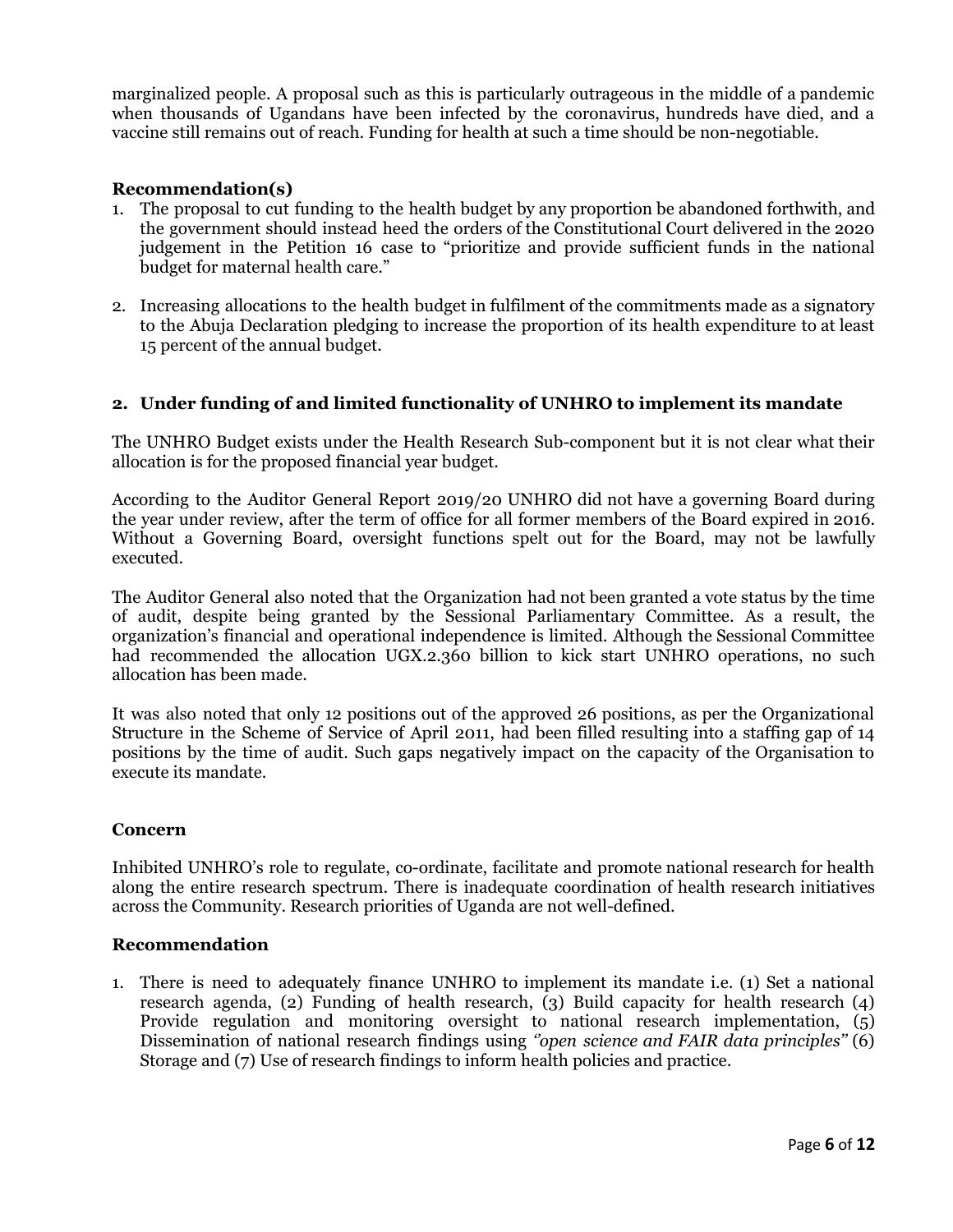marginalized people. A proposal such as this is particularly outrageous in the middle of a pandemic when thousands of Ugandans have been infected by the coronavirus, hundreds have died, and a vaccine still remains out of reach. Funding for health at such a time should be non-negotiable.

**Recommendation(s)**

1. The proposal to cut funding to the health budget by any proportion be abandoned forthwith, and the government should instead heed the orders of the Constitutional Court delivered in the 2020 judgement in the Petition 16 case to "prioritize and provide sufficient funds in the national budget for maternal health care."

2. Increasing allocations to the health budget in fulfilment of the commitments made as a signatory to the Abuja Declaration pledging to increase the proportion of its health expenditure to at least 15 percent of the annual budget.

## 2. Under funding of and limited functionality of UNHRO to implement its mandate

The UNHRO Budget exists under the Health Research Sub-component but it is not clear what their allocation is for the proposed financial year budget.

According to the Auditor General Report 2019/20 UNHRO did not have a governing Board during the year under review, after the term of office for all former members of the Board expired in 2016. Without a Governing Board, oversight functions spelt out for the Board, may not be lawfully executed.

The Auditor General also noted that the Organization had not been granted a vote status by the time of audit, despite being granted by the Sessional Parliamentary Committee. As a result, the organization's financial and operational independence is limited. Although the Sessional Committee had recommended the allocation UGX.2.360 billion to kick start UNHRO operations, no such allocation has been made.

It was also noted that only 12 positions out of the approved 26 positions, as per the Organizational Structure in the Scheme of Service of April 2011, had been filled resulting into a staffing gap of 14 positions by the time of audit. Such gaps negatively impact on the capacity of the Organisation to execute its mandate.

**Concern**

Inhibited UNHRO's role to regulate, co-ordinate, facilitate and promote national research for health along the entire research spectrum. There is inadequate coordination of health research initiatives across the Community. Research priorities of Uganda are not well-defined.

**Recommendation**

1. There is need to adequately finance UNHRO to implement its mandate i.e. (1) Set a national research agenda, (2) Funding of health research, (3) Build capacity for health research (4) Provide regulation and monitoring oversight to national research implementation, (5) Dissemination of national research findings using *"open science and FAIR data principles"* (6) Storage and (7) Use of research findings to inform health policies and practice.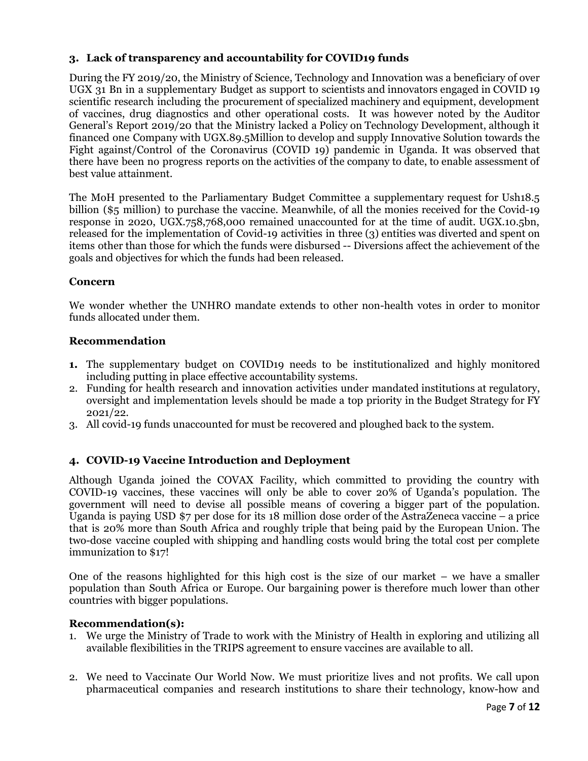### 3. Lack of transparency and accountability for COVID19 funds

During the FY 2019/20, the Ministry of Science, Technology and Innovation was a beneficiary of over UGX 31 Bn in a supplementary Budget as support to scientists and innovators engaged in COVID 19 scientific research including the procurement of specialized machinery and equipment, development of vaccines, drug diagnostics and other operational costs. It was however noted by the Auditor General's Report 2019/20 that the Ministry lacked a Policy on Technology Development, although it financed one Company with UGX.89.5Million to develop and supply Innovative Solution towards the Fight against/Control of the Coronavirus (COVID 19) pandemic in Uganda. It was observed that there have been no progress reports on the activities of the company to date, to enable assessment of best value attainment.

The MoH presented to the Parliamentary Budget Committee a supplementary request for Ush18.5 billion ($5 million) to purchase the vaccine. Meanwhile, of all the monies received for the Covid-19 response in 2020, UGX.758,768,000 remained unaccounted for at the time of audit. UGX.10.5bn, released for the implementation of Covid-19 activities in three (3) entities was diverted and spent on items other than those for which the funds were disbursed -- Diversions affect the achievement of the goals and objectives for which the funds had been released.

#### Concern

We wonder whether the UNHRO mandate extends to other non-health votes in order to monitor funds allocated under them.

#### Recommendation

1. The supplementary budget on COVID19 needs to be institutionalized and highly monitored including putting in place effective accountability systems.
2. Funding for health research and innovation activities under mandated institutions at regulatory, oversight and implementation levels should be made a top priority in the Budget Strategy for FY 2021/22.
3. All covid-19 funds unaccounted for must be recovered and ploughed back to the system.

### 4. COVID-19 Vaccine Introduction and Deployment

Although Uganda joined the COVAX Facility, which committed to providing the country with COVID-19 vaccines, these vaccines will only be able to cover 20% of Uganda's population. The government will need to devise all possible means of covering a bigger part of the population. Uganda is paying USD $7 per dose for its 18 million dose order of the AstraZeneca vaccine – a price that is 20% more than South Africa and roughly triple that being paid by the European Union. The two-dose vaccine coupled with shipping and handling costs would bring the total cost per complete immunization to $17!

One of the reasons highlighted for this high cost is the size of our market – we have a smaller population than South Africa or Europe. Our bargaining power is therefore much lower than other countries with bigger populations.

#### Recommendation(s):

1. We urge the Ministry of Trade to work with the Ministry of Health in exploring and utilizing all available flexibilities in the TRIPS agreement to ensure vaccines are available to all.
2. We need to Vaccinate Our World Now. We must prioritize lives and not profits. We call upon pharmaceutical companies and research institutions to share their technology, know-how and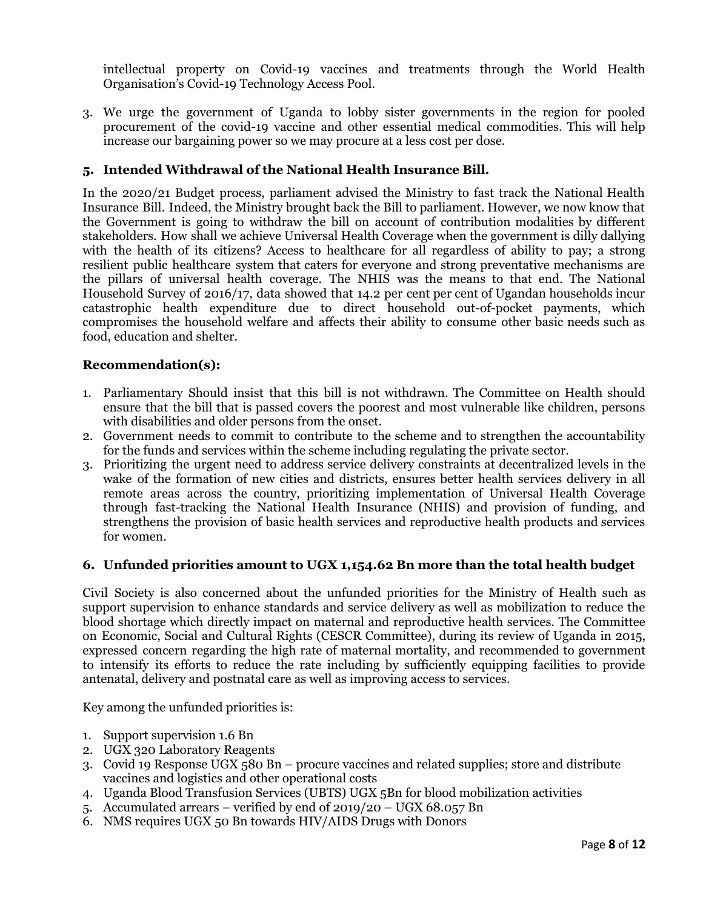intellectual property on Covid-19 vaccines and treatments through the World Health Organisation's Covid-19 Technology Access Pool.

3. We urge the government of Uganda to lobby sister governments in the region for pooled procurement of the covid-19 vaccine and other essential medical commodities. This will help increase our bargaining power so we may procure at a less cost per dose.

### 5. Intended Withdrawal of the National Health Insurance Bill.

In the 2020/21 Budget process, parliament advised the Ministry to fast track the National Health Insurance Bill. Indeed, the Ministry brought back the Bill to parliament. However, we now know that the Government is going to withdraw the bill on account of contribution modalities by different stakeholders. How shall we achieve Universal Health Coverage when the government is dilly dallying with the health of its citizens? Access to healthcare for all regardless of ability to pay; a strong resilient public healthcare system that caters for everyone and strong preventative mechanisms are the pillars of universal health coverage. The NHIS was the means to that end. The National Household Survey of 2016/17, data showed that 14.2 per cent per cent of Ugandan households incur catastrophic health expenditure due to direct household out-of-pocket payments, which compromises the household welfare and affects their ability to consume other basic needs such as food, education and shelter.

**Recommendation(s):**

1. Parliamentary Should insist that this bill is not withdrawn. The Committee on Health should ensure that the bill that is passed covers the poorest and most vulnerable like children, persons with disabilities and older persons from the onset.
2. Government needs to commit to contribute to the scheme and to strengthen the accountability for the funds and services within the scheme including regulating the private sector.
3. Prioritizing the urgent need to address service delivery constraints at decentralized levels in the wake of the formation of new cities and districts, ensures better health services delivery in all remote areas across the country, prioritizing implementation of Universal Health Coverage through fast-tracking the National Health Insurance (NHIS) and provision of funding, and strengthens the provision of basic health services and reproductive health products and services for women.

### 6. Unfunded priorities amount to UGX 1,154.62 Bn more than the total health budget

Civil Society is also concerned about the unfunded priorities for the Ministry of Health such as support supervision to enhance standards and service delivery as well as mobilization to reduce the blood shortage which directly impact on maternal and reproductive health services. The Committee on Economic, Social and Cultural Rights (CESCR Committee), during its review of Uganda in 2015, expressed concern regarding the high rate of maternal mortality, and recommended to government to intensify its efforts to reduce the rate including by sufficiently equipping facilities to provide antenatal, delivery and postnatal care as well as improving access to services.

Key among the unfunded priorities is:

1. Support supervision 1.6 Bn
2. UGX 320 Laboratory Reagents
3. Covid 19 Response UGX 580 Bn – procure vaccines and related supplies; store and distribute vaccines and logistics and other operational costs
4. Uganda Blood Transfusion Services (UBTS) UGX 5Bn for blood mobilization activities
5. Accumulated arrears – verified by end of 2019/20 – UGX 68.057 Bn
6. NMS requires UGX 50 Bn towards HIV/AIDS Drugs with Donors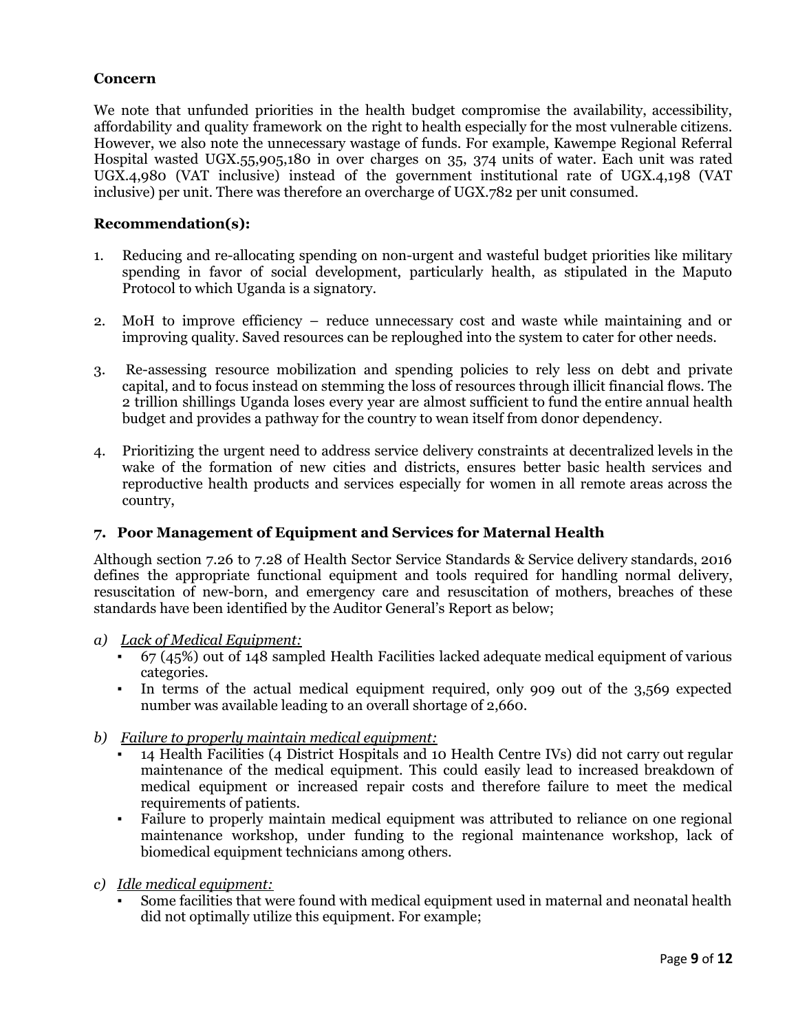**Concern**

We note that unfunded priorities in the health budget compromise the availability, accessibility, affordability and quality framework on the right to health especially for the most vulnerable citizens. However, we also note the unnecessary wastage of funds. For example, Kawempe Regional Referral Hospital wasted UGX.55,905,180 in over charges on 35, 374 units of water. Each unit was rated UGX.4,980 (VAT inclusive) instead of the government institutional rate of UGX.4,198 (VAT inclusive) per unit. There was therefore an overcharge of UGX.782 per unit consumed.

**Recommendation(s):**

1. Reducing and re-allocating spending on non-urgent and wasteful budget priorities like military spending in favor of social development, particularly health, as stipulated in the Maputo Protocol to which Uganda is a signatory.

2. MoH to improve efficiency – reduce unnecessary cost and waste while maintaining and or improving quality. Saved resources can be reploughed into the system to cater for other needs.

3. Re-assessing resource mobilization and spending policies to rely less on debt and private capital, and to focus instead on stemming the loss of resources through illicit financial flows. The 2 trillion shillings Uganda loses every year are almost sufficient to fund the entire annual health budget and provides a pathway for the country to wean itself from donor dependency.

4. Prioritizing the urgent need to address service delivery constraints at decentralized levels in the wake of the formation of new cities and districts, ensures better basic health services and reproductive health products and services especially for women in all remote areas across the country,

### 7. Poor Management of Equipment and Services for Maternal Health

Although section 7.26 to 7.28 of Health Sector Service Standards & Service delivery standards, 2016 defines the appropriate functional equipment and tools required for handling normal delivery, resuscitation of new-born, and emergency care and resuscitation of mothers, breaches of these standards have been identified by the Auditor General's Report as below;

a) *Lack of Medical Equipment:*
   - 67 (45%) out of 148 sampled Health Facilities lacked adequate medical equipment of various categories.
   - In terms of the actual medical equipment required, only 909 out of the 3,569 expected number was available leading to an overall shortage of 2,660.

b) *Failure to properly maintain medical equipment:*
   - 14 Health Facilities (4 District Hospitals and 10 Health Centre IVs) did not carry out regular maintenance of the medical equipment. This could easily lead to increased breakdown of medical equipment or increased repair costs and therefore failure to meet the medical requirements of patients.
   - Failure to properly maintain medical equipment was attributed to reliance on one regional maintenance workshop, under funding to the regional maintenance workshop, lack of biomedical equipment technicians among others.

c) *Idle medical equipment:*
   - Some facilities that were found with medical equipment used in maternal and neonatal health did not optimally utilize this equipment. For example;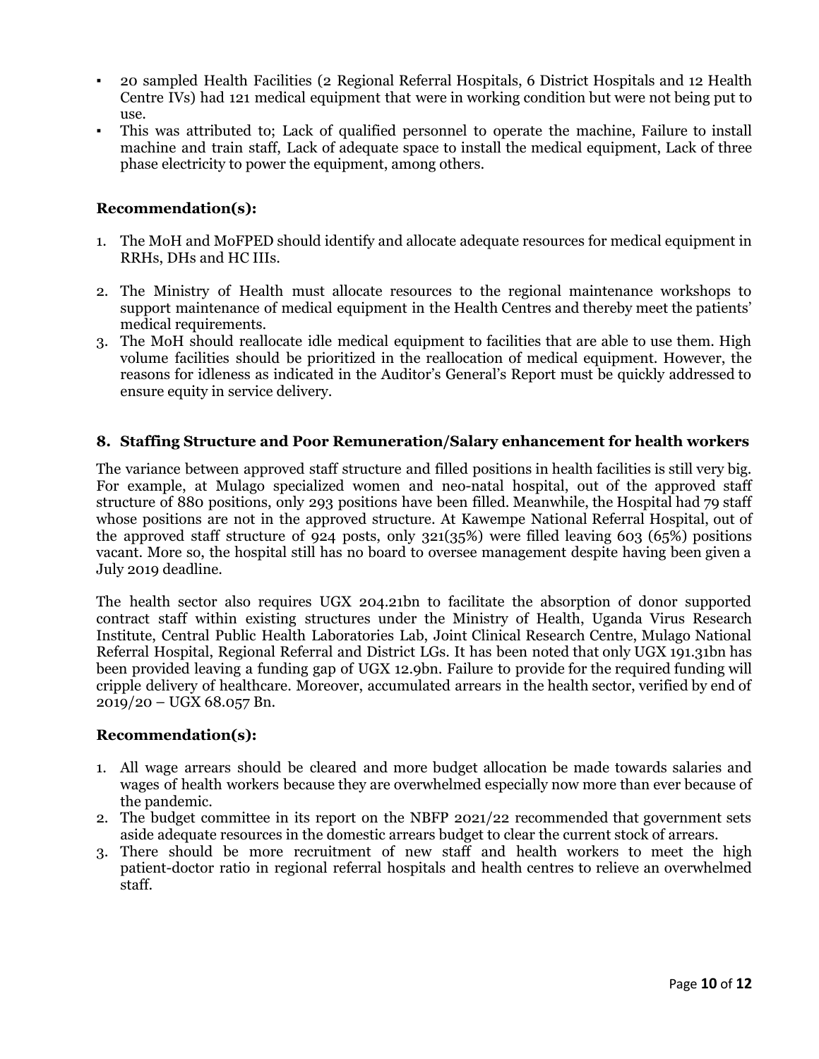- 20 sampled Health Facilities (2 Regional Referral Hospitals, 6 District Hospitals and 12 Health Centre IVs) had 121 medical equipment that were in working condition but were not being put to use.
- This was attributed to; Lack of qualified personnel to operate the machine, Failure to install machine and train staff, Lack of adequate space to install the medical equipment, Lack of three phase electricity to power the equipment, among others.

**Recommendation(s):**

1. The MoH and MoFPED should identify and allocate adequate resources for medical equipment in RRHs, DHs and HC IIIs.
2. The Ministry of Health must allocate resources to the regional maintenance workshops to support maintenance of medical equipment in the Health Centres and thereby meet the patients' medical requirements.
3. The MoH should reallocate idle medical equipment to facilities that are able to use them. High volume facilities should be prioritized in the reallocation of medical equipment. However, the reasons for idleness as indicated in the Auditor's General's Report must be quickly addressed to ensure equity in service delivery.

## 8. Staffing Structure and Poor Remuneration/Salary enhancement for health workers

The variance between approved staff structure and filled positions in health facilities is still very big. For example, at Mulago specialized women and neo-natal hospital, out of the approved staff structure of 880 positions, only 293 positions have been filled. Meanwhile, the Hospital had 79 staff whose positions are not in the approved structure. At Kawempe National Referral Hospital, out of the approved staff structure of 924 posts, only 321(35%) were filled leaving 603 (65%) positions vacant. More so, the hospital still has no board to oversee management despite having been given a July 2019 deadline.

The health sector also requires UGX 204.21bn to facilitate the absorption of donor supported contract staff within existing structures under the Ministry of Health, Uganda Virus Research Institute, Central Public Health Laboratories Lab, Joint Clinical Research Centre, Mulago National Referral Hospital, Regional Referral and District LGs. It has been noted that only UGX 191.31bn has been provided leaving a funding gap of UGX 12.9bn. Failure to provide for the required funding will cripple delivery of healthcare. Moreover, accumulated arrears in the health sector, verified by end of 2019/20 – UGX 68.057 Bn.

**Recommendation(s):**

1. All wage arrears should be cleared and more budget allocation be made towards salaries and wages of health workers because they are overwhelmed especially now more than ever because of the pandemic.
2. The budget committee in its report on the NBFP 2021/22 recommended that government sets aside adequate resources in the domestic arrears budget to clear the current stock of arrears.
3. There should be more recruitment of new staff and health workers to meet the high patient-doctor ratio in regional referral hospitals and health centres to relieve an overwhelmed staff.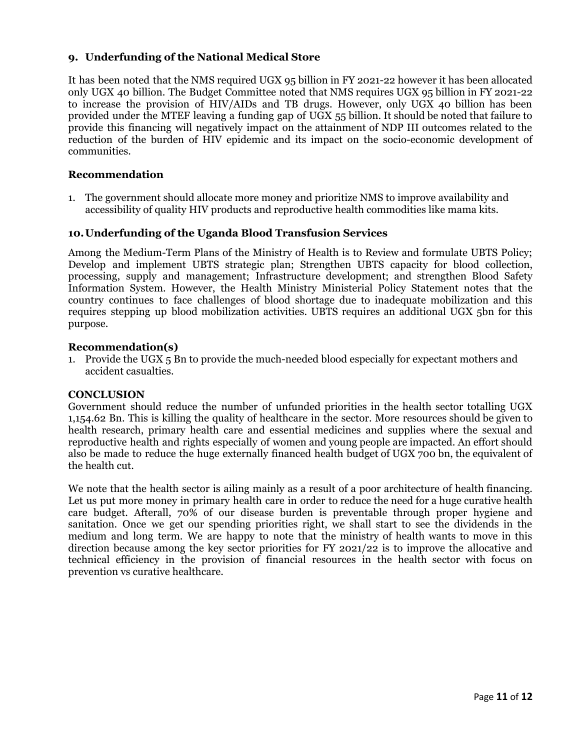## 9. Underfunding of the National Medical Store

It has been noted that the NMS required UGX 95 billion in FY 2021-22 however it has been allocated only UGX 40 billion. The Budget Committee noted that NMS requires UGX 95 billion in FY 2021-22 to increase the provision of HIV/AIDs and TB drugs. However, only UGX 40 billion has been provided under the MTEF leaving a funding gap of UGX 55 billion. It should be noted that failure to provide this financing will negatively impact on the attainment of NDP III outcomes related to the reduction of the burden of HIV epidemic and its impact on the socio-economic development of communities.

### Recommendation

1. The government should allocate more money and prioritize NMS to improve availability and accessibility of quality HIV products and reproductive health commodities like mama kits.

## 10. Underfunding of the Uganda Blood Transfusion Services

Among the Medium-Term Plans of the Ministry of Health is to Review and formulate UBTS Policy; Develop and implement UBTS strategic plan; Strengthen UBTS capacity for blood collection, processing, supply and management; Infrastructure development; and strengthen Blood Safety Information System. However, the Health Ministry Ministerial Policy Statement notes that the country continues to face challenges of blood shortage due to inadequate mobilization and this requires stepping up blood mobilization activities. UBTS requires an additional UGX 5bn for this purpose.

### Recommendation(s)

1. Provide the UGX 5 Bn to provide the much-needed blood especially for expectant mothers and accident casualties.

## CONCLUSION

Government should reduce the number of unfunded priorities in the health sector totalling UGX 1,154.62 Bn. This is killing the quality of healthcare in the sector. More resources should be given to health research, primary health care and essential medicines and supplies where the sexual and reproductive health and rights especially of women and young people are impacted. An effort should also be made to reduce the huge externally financed health budget of UGX 700 bn, the equivalent of the health cut.

We note that the health sector is ailing mainly as a result of a poor architecture of health financing. Let us put more money in primary health care in order to reduce the need for a huge curative health care budget. Afterall, 70% of our disease burden is preventable through proper hygiene and sanitation. Once we get our spending priorities right, we shall start to see the dividends in the medium and long term. We are happy to note that the ministry of health wants to move in this direction because among the key sector priorities for FY 2021/22 is to improve the allocative and technical efficiency in the provision of financial resources in the health sector with focus on prevention vs curative healthcare.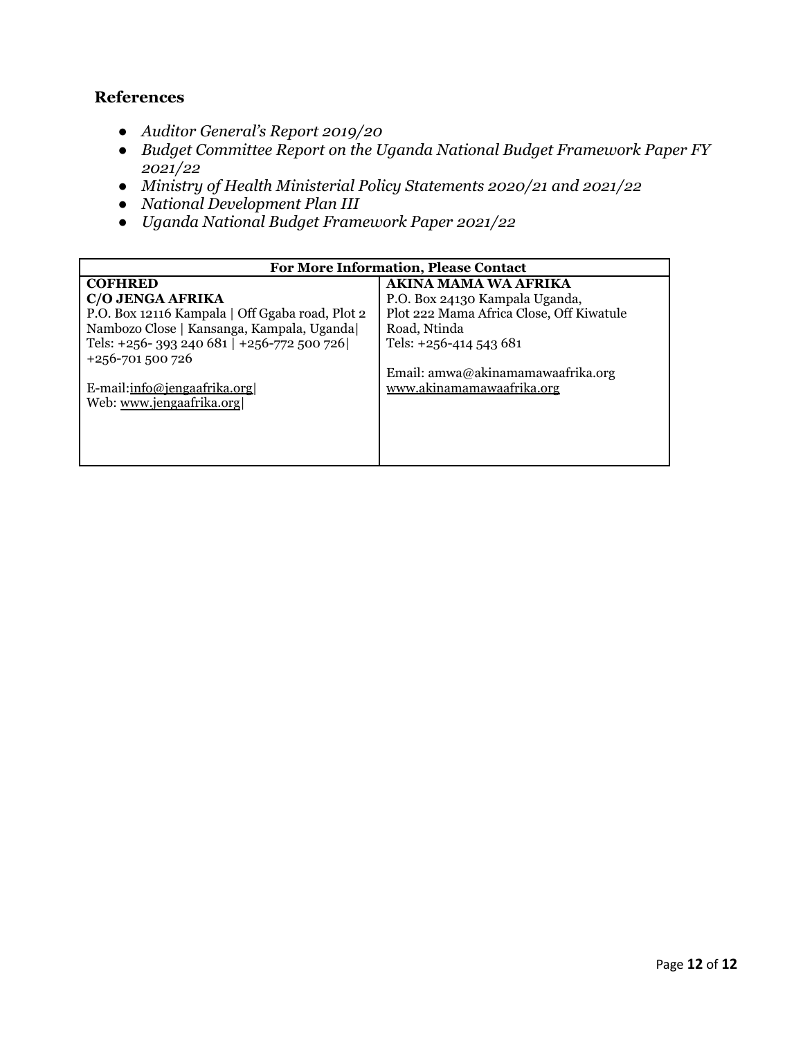## References

- *Auditor General's Report 2019/20*
- *Budget Committee Report on the Uganda National Budget Framework Paper FY 2021/22*
- *Ministry of Health Ministerial Policy Statements 2020/21 and 2021/22*
- *National Development Plan III*
- *Uganda National Budget Framework Paper 2021/22*

| For More Information, Please Contact | |
|---|---|
| **COFHRED**<br>**C/O JENGA AFRIKA**<br>P.O. Box 12116 Kampala \| Off Ggaba road, Plot 2 Nambozo Close \| Kansanga, Kampala, Uganda\|<br>Tels: +256- 393 240 681 \| +256-772 500 726\| +256-701 500 726<br><br>E-mail:info@jengaafrika.org\|<br>Web: www.jengaafrika.org\| | **AKINA MAMA WA AFRIKA**<br>P.O. Box 24130 Kampala Uganda,<br>Plot 222 Mama Africa Close, Off Kiwatule Road, Ntinda<br>Tels: +256-414 543 681<br><br>Email: amwa@akinamamawaafrika.org<br>www.akinamamawaafrika.org |